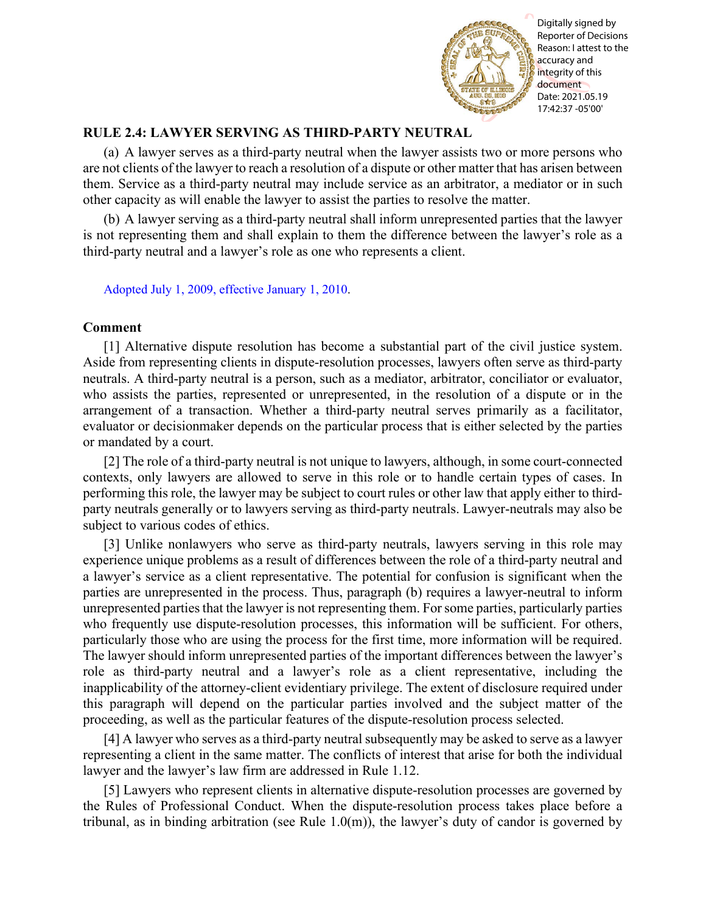## RULE 2.4: LAWYER SERVING AS THIRD-PARTY NEUTRAL

(a) A lawyer serves as a third-party neutral when the lawyer assists two or more persons who are not clients of the lawyer to reach a resolution of a dispute or other matter that has arisen between them. Service as a third-party neutral may include service as an arbitrator, a mediator or in such other capacity as will enable the lawyer to assist the parties to resolve the matter.

(b) A lawyer serving as a third-party neutral shall inform unrepresented parties that the lawyer is not representing them and shall explain to them the difference between the lawyer's role as a third-party neutral and a lawyer's role as one who represents a client.

Adopted July 1, 2009, effective January 1, 2010.

### Comment

[1] Alternative dispute resolution has become a substantial part of the civil justice system. Aside from representing clients in dispute-resolution processes, lawyers often serve as third-party neutrals. A third-party neutral is a person, such as a mediator, arbitrator, conciliator or evaluator, who assists the parties, represented or unrepresented, in the resolution of a dispute or in the arrangement of a transaction. Whether a third-party neutral serves primarily as a facilitator, evaluator or decisionmaker depends on the particular process that is either selected by the parties or mandated by a court.

[2] The role of a third-party neutral is not unique to lawyers, although, in some court-connected contexts, only lawyers are allowed to serve in this role or to handle certain types of cases. In performing this role, the lawyer may be subject to court rules or other law that apply either to third-party neutrals generally or to lawyers serving as third-party neutrals. Lawyer-neutrals may also be subject to various codes of ethics.

[3] Unlike nonlawyers who serve as third-party neutrals, lawyers serving in this role may experience unique problems as a result of differences between the role of a third-party neutral and a lawyer's service as a client representative. The potential for confusion is significant when the parties are unrepresented in the process. Thus, paragraph (b) requires a lawyer-neutral to inform unrepresented parties that the lawyer is not representing them. For some parties, particularly parties who frequently use dispute-resolution processes, this information will be sufficient. For others, particularly those who are using the process for the first time, more information will be required. The lawyer should inform unrepresented parties of the important differences between the lawyer's role as third-party neutral and a lawyer's role as a client representative, including the inapplicability of the attorney-client evidentiary privilege. The extent of disclosure required under this paragraph will depend on the particular parties involved and the subject matter of the proceeding, as well as the particular features of the dispute-resolution process selected.

[4] A lawyer who serves as a third-party neutral subsequently may be asked to serve as a lawyer representing a client in the same matter. The conflicts of interest that arise for both the individual lawyer and the lawyer's law firm are addressed in Rule 1.12.

[5] Lawyers who represent clients in alternative dispute-resolution processes are governed by the Rules of Professional Conduct. When the dispute-resolution process takes place before a tribunal, as in binding arbitration (see Rule 1.0(m)), the lawyer's duty of candor is governed by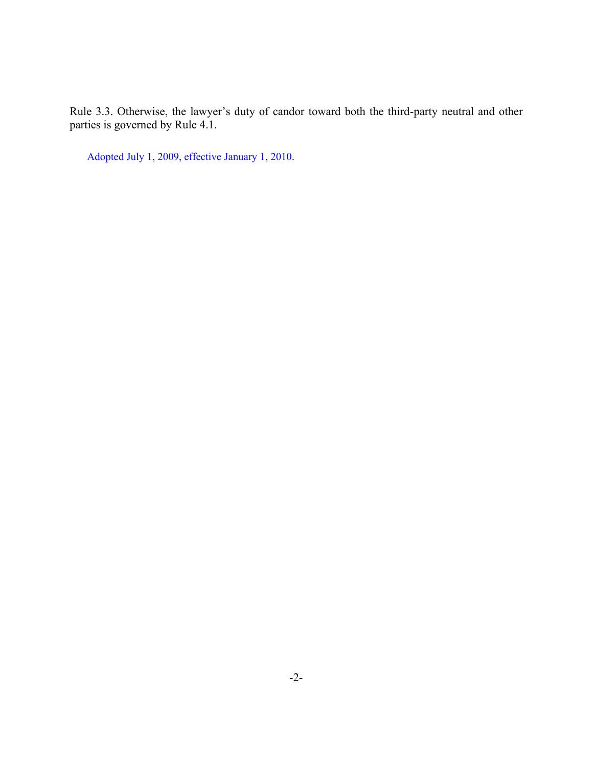Rule 3.3. Otherwise, the lawyer's duty of candor toward both the third-party neutral and other parties is governed by Rule 4.1.

Adopted July 1, 2009, effective January 1, 2010.